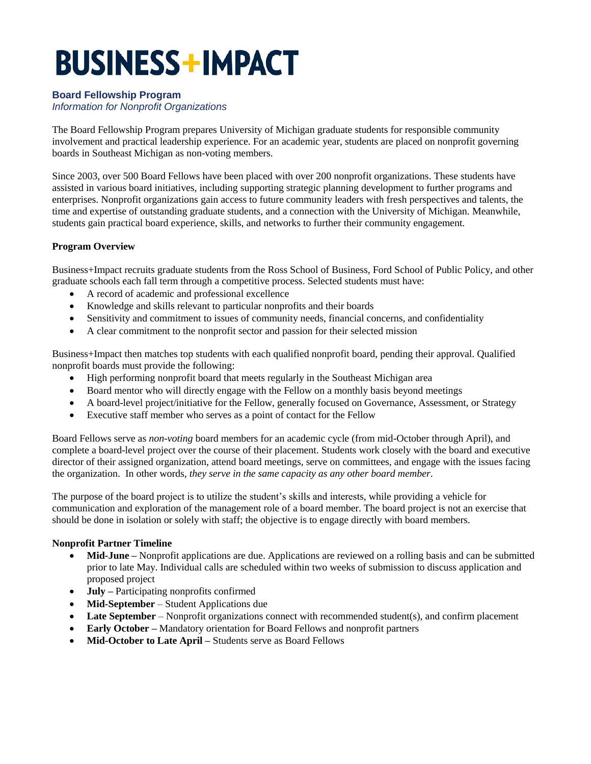# BUSINESS+IMPACT

## Board Fellowship Program

*Information for Nonprofit Organizations*

The Board Fellowship Program prepares University of Michigan graduate students for responsible community involvement and practical leadership experience. For an academic year, students are placed on nonprofit governing boards in Southeast Michigan as non-voting members.

Since 2003, over 500 Board Fellows have been placed with over 200 nonprofit organizations. These students have assisted in various board initiatives, including supporting strategic planning development to further programs and enterprises. Nonprofit organizations gain access to future community leaders with fresh perspectives and talents, the time and expertise of outstanding graduate students, and a connection with the University of Michigan. Meanwhile, students gain practical board experience, skills, and networks to further their community engagement.

### Program Overview

Business+Impact recruits graduate students from the Ross School of Business, Ford School of Public Policy, and other graduate schools each fall term through a competitive process. Selected students must have:

- A record of academic and professional excellence
- Knowledge and skills relevant to particular nonprofits and their boards
- Sensitivity and commitment to issues of community needs, financial concerns, and confidentiality
- A clear commitment to the nonprofit sector and passion for their selected mission

Business+Impact then matches top students with each qualified nonprofit board, pending their approval. Qualified nonprofit boards must provide the following:

- High performing nonprofit board that meets regularly in the Southeast Michigan area
- Board mentor who will directly engage with the Fellow on a monthly basis beyond meetings
- A board-level project/initiative for the Fellow, generally focused on Governance, Assessment, or Strategy
- Executive staff member who serves as a point of contact for the Fellow

Board Fellows serve as *non-voting* board members for an academic cycle (from mid-October through April), and complete a board-level project over the course of their placement. Students work closely with the board and executive director of their assigned organization, attend board meetings, serve on committees, and engage with the issues facing the organization. In other words, *they serve in the same capacity as any other board member*.

The purpose of the board project is to utilize the student's skills and interests, while providing a vehicle for communication and exploration of the management role of a board member. The board project is not an exercise that should be done in isolation or solely with staff; the objective is to engage directly with board members.

### Nonprofit Partner Timeline

- **Mid-June –** Nonprofit applications are due. Applications are reviewed on a rolling basis and can be submitted prior to late May. Individual calls are scheduled within two weeks of submission to discuss application and proposed project
- **July –** Participating nonprofits confirmed
- **Mid-September** – Student Applications due
- **Late September** – Nonprofit organizations connect with recommended student(s), and confirm placement
- **Early October –** Mandatory orientation for Board Fellows and nonprofit partners
- **Mid-October to Late April –** Students serve as Board Fellows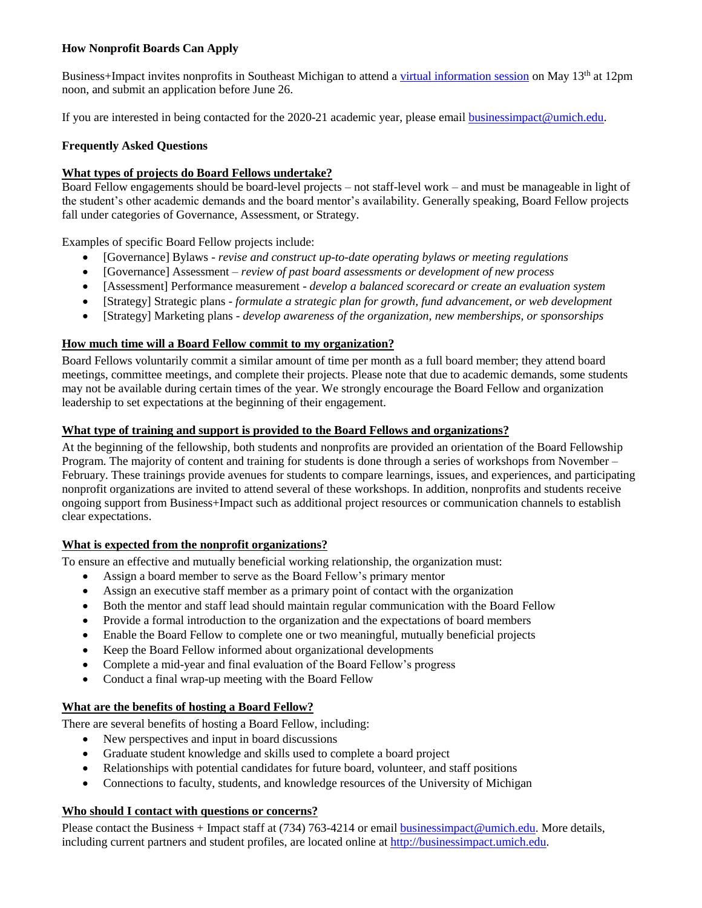**How Nonprofit Boards Can Apply**

Business+Impact invites nonprofits in Southeast Michigan to attend a [virtual information session](#) on May 13th at 12pm noon, and submit an application before June 26.

If you are interested in being contacted for the 2020-21 academic year, please email businessimpact@umich.edu.

**Frequently Asked Questions**

**What types of projects do Board Fellows undertake?**

Board Fellow engagements should be board-level projects – not staff-level work – and must be manageable in light of the student's other academic demands and the board mentor's availability. Generally speaking, Board Fellow projects fall under categories of Governance, Assessment, or Strategy.

Examples of specific Board Fellow projects include:

- [Governance] Bylaws - *revise and construct up-to-date operating bylaws or meeting regulations*
- [Governance] Assessment – *review of past board assessments or development of new process*
- [Assessment] Performance measurement - *develop a balanced scorecard or create an evaluation system*
- [Strategy] Strategic plans - *formulate a strategic plan for growth, fund advancement, or web development*
- [Strategy] Marketing plans - *develop awareness of the organization, new memberships, or sponsorships*

**How much time will a Board Fellow commit to my organization?**

Board Fellows voluntarily commit a similar amount of time per month as a full board member; they attend board meetings, committee meetings, and complete their projects. Please note that due to academic demands, some students may not be available during certain times of the year. We strongly encourage the Board Fellow and organization leadership to set expectations at the beginning of their engagement.

**What type of training and support is provided to the Board Fellows and organizations?**

At the beginning of the fellowship, both students and nonprofits are provided an orientation of the Board Fellowship Program. The majority of content and training for students is done through a series of workshops from November – February. These trainings provide avenues for students to compare learnings, issues, and experiences, and participating nonprofit organizations are invited to attend several of these workshops. In addition, nonprofits and students receive ongoing support from Business+Impact such as additional project resources or communication channels to establish clear expectations.

**What is expected from the nonprofit organizations?**

To ensure an effective and mutually beneficial working relationship, the organization must:

- Assign a board member to serve as the Board Fellow's primary mentor
- Assign an executive staff member as a primary point of contact with the organization
- Both the mentor and staff lead should maintain regular communication with the Board Fellow
- Provide a formal introduction to the organization and the expectations of board members
- Enable the Board Fellow to complete one or two meaningful, mutually beneficial projects
- Keep the Board Fellow informed about organizational developments
- Complete a mid-year and final evaluation of the Board Fellow's progress
- Conduct a final wrap-up meeting with the Board Fellow

**What are the benefits of hosting a Board Fellow?**

There are several benefits of hosting a Board Fellow, including:

- New perspectives and input in board discussions
- Graduate student knowledge and skills used to complete a board project
- Relationships with potential candidates for future board, volunteer, and staff positions
- Connections to faculty, students, and knowledge resources of the University of Michigan

**Who should I contact with questions or concerns?**

Please contact the Business + Impact staff at (734) 763-4214 or email businessimpact@umich.edu. More details, including current partners and student profiles, are located online at http://businessimpact.umich.edu.